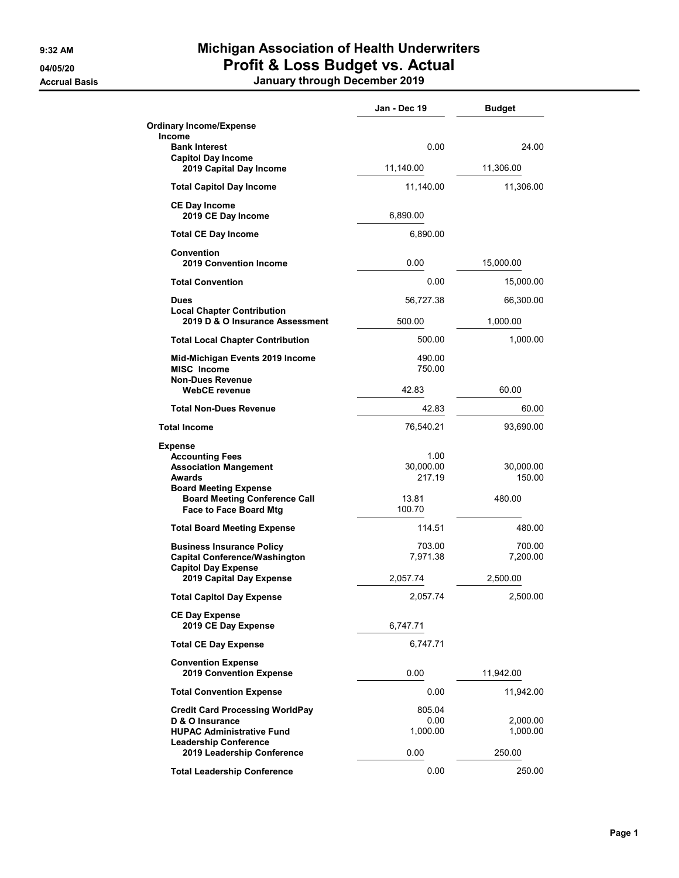9:32 AM
04/05/20
Accrual Basis

# Michigan Association of Health Underwriters
## Profit & Loss Budget vs. Actual
### January through December 2019

| | Jan - Dec 19 | Budget |
|---|---|---|
| **Ordinary Income/Expense** | | |
| **Income** | | |
| **Bank Interest** | 0.00 | 24.00 |
| **Capitol Day Income** | | |
| **2019 Capital Day Income** | 11,140.00 | 11,306.00 |
| **Total Capitol Day Income** | 11,140.00 | 11,306.00 |
| **CE Day Income** | | |
| **2019 CE Day Income** | 6,890.00 | |
| **Total CE Day Income** | 6,890.00 | |
| **Convention** | | |
| **2019 Convention Income** | 0.00 | 15,000.00 |
| **Total Convention** | 0.00 | 15,000.00 |
| **Dues** | 56,727.38 | 66,300.00 |
| **Local Chapter Contribution** | | |
| **2019 D & O Insurance Assessment** | 500.00 | 1,000.00 |
| **Total Local Chapter Contribution** | 500.00 | 1,000.00 |
| **Mid-Michigan Events 2019 Income** | 490.00 | |
| **MISC Income** | 750.00 | |
| **Non-Dues Revenue** | | |
| **WebCE revenue** | 42.83 | 60.00 |
| **Total Non-Dues Revenue** | 42.83 | 60.00 |
| **Total Income** | 76,540.21 | 93,690.00 |
| **Expense** | | |
| **Accounting Fees** | 1.00 | |
| **Association Mangement** | 30,000.00 | 30,000.00 |
| **Awards** | 217.19 | 150.00 |
| **Board Meeting Expense** | | |
| **Board Meeting Conference Call** | 13.81 | 480.00 |
| **Face to Face Board Mtg** | 100.70 | |
| **Total Board Meeting Expense** | 114.51 | 480.00 |
| **Business Insurance Policy** | 703.00 | 700.00 |
| **Capital Conference/Washington** | 7,971.38 | 7,200.00 |
| **Capitol Day Expense** | | |
| **2019 Capital Day Expense** | 2,057.74 | 2,500.00 |
| **Total Capitol Day Expense** | 2,057.74 | 2,500.00 |
| **CE Day Expense** | | |
| **2019 CE Day Expense** | 6,747.71 | |
| **Total CE Day Expense** | 6,747.71 | |
| **Convention Expense** | | |
| **2019 Convention Expense** | 0.00 | 11,942.00 |
| **Total Convention Expense** | 0.00 | 11,942.00 |
| **Credit Card Processing WorldPay** | 805.04 | |
| **D & O Insurance** | 0.00 | 2,000.00 |
| **HUPAC Administrative Fund** | 1,000.00 | 1,000.00 |
| **Leadership Conference** | | |
| **2019 Leadership Conference** | 0.00 | 250.00 |
| **Total Leadership Conference** | 0.00 | 250.00 |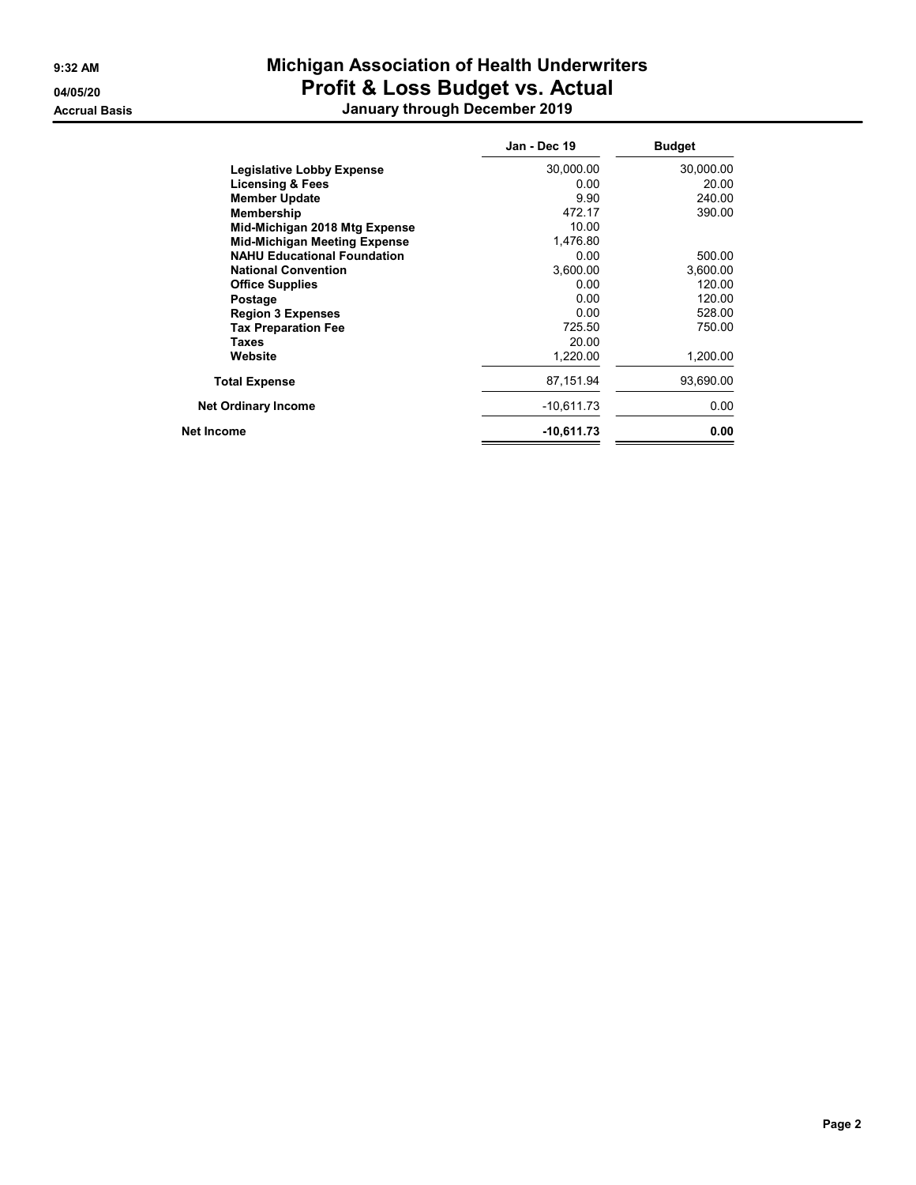# Michigan Association of Health Underwriters

## Profit & Loss Budget vs. Actual

### January through December 2019

9:32 AM
04/05/20
Accrual Basis

| | Jan - Dec 19 | Budget |
|---|---|---|
| **Legislative Lobby Expense** | 30,000.00 | 30,000.00 |
| **Licensing & Fees** | 0.00 | 20.00 |
| **Member Update** | 9.90 | 240.00 |
| **Membership** | 472.17 | 390.00 |
| **Mid-Michigan 2018 Mtg Expense** | 10.00 | |
| **Mid-Michigan Meeting Expense** | 1,476.80 | |
| **NAHU Educational Foundation** | 0.00 | 500.00 |
| **National Convention** | 3,600.00 | 3,600.00 |
| **Office Supplies** | 0.00 | 120.00 |
| **Postage** | 0.00 | 120.00 |
| **Region 3 Expenses** | 0.00 | 528.00 |
| **Tax Preparation Fee** | 725.50 | 750.00 |
| **Taxes** | 20.00 | |
| **Website** | 1,220.00 | 1,200.00 |
| **Total Expense** | 87,151.94 | 93,690.00 |
| **Net Ordinary Income** | -10,611.73 | 0.00 |
| **Net Income** | **-10,611.73** | **0.00** |